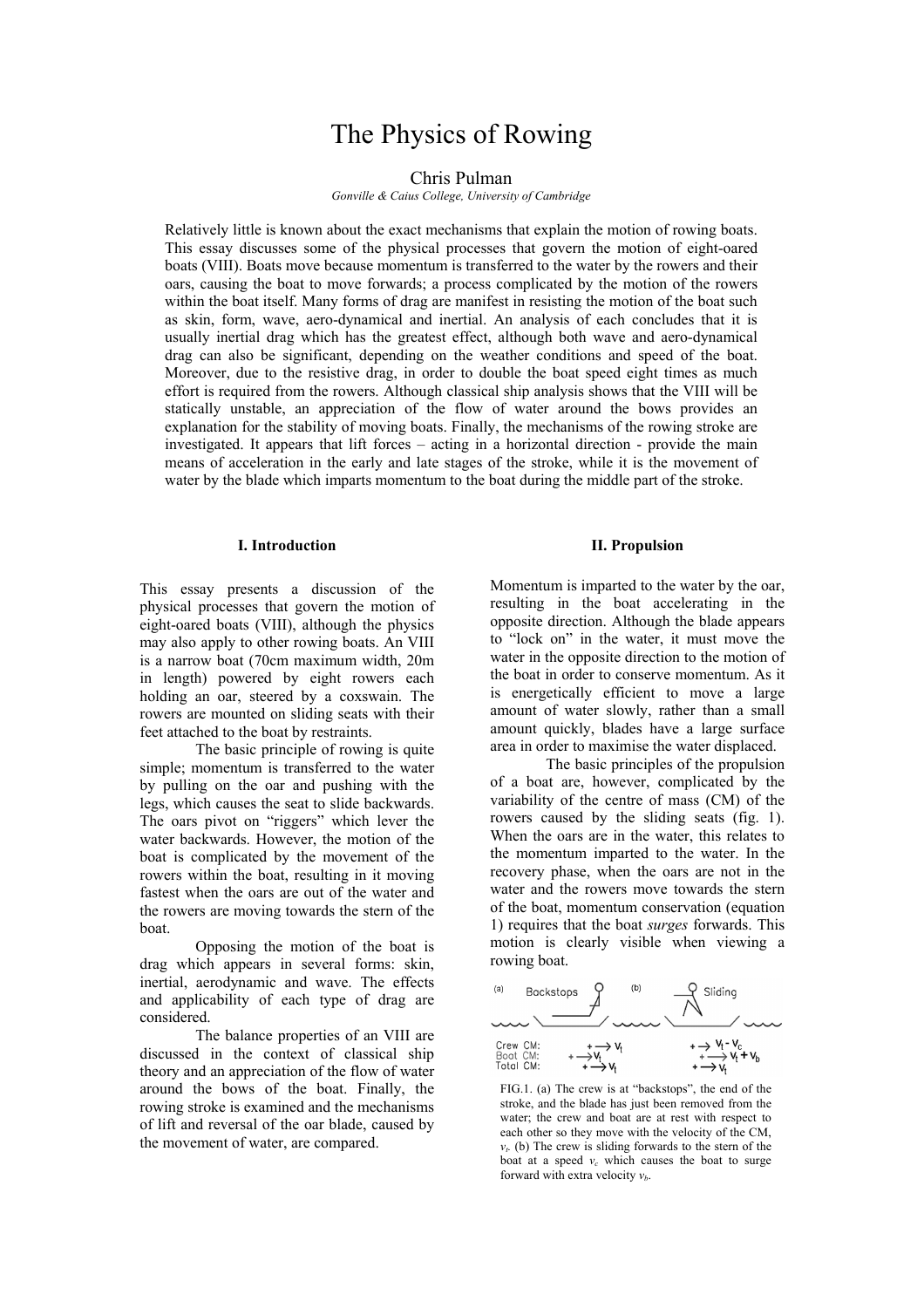# The Physics of Rowing

Chris Pulman

*Gonville & Caius College, University of Cambridge*

Relatively little is known about the exact mechanisms that explain the motion of rowing boats. This essay discusses some of the physical processes that govern the motion of eight-oared boats (VIII). Boats move because momentum is transferred to the water by the rowers and their oars, causing the boat to move forwards; a process complicated by the motion of the rowers within the boat itself. Many forms of drag are manifest in resisting the motion of the boat such as skin, form, wave, aero-dynamical and inertial. An analysis of each concludes that it is usually inertial drag which has the greatest effect, although both wave and aero-dynamical drag can also be significant, depending on the weather conditions and speed of the boat. Moreover, due to the resistive drag, in order to double the boat speed eight times as much effort is required from the rowers. Although classical ship analysis shows that the VIII will be statically unstable, an appreciation of the flow of water around the bows provides an explanation for the stability of moving boats. Finally, the mechanisms of the rowing stroke are investigated. It appears that lift forces – acting in a horizontal direction - provide the main means of acceleration in the early and late stages of the stroke, while it is the movement of water by the blade which imparts momentum to the boat during the middle part of the stroke.

## I. Introduction

This essay presents a discussion of the physical processes that govern the motion of eight-oared boats (VIII), although the physics may also apply to other rowing boats. An VIII is a narrow boat (70cm maximum width, 20m in length) powered by eight rowers each holding an oar, steered by a coxswain. The rowers are mounted on sliding seats with their feet attached to the boat by restraints.

The basic principle of rowing is quite simple; momentum is transferred to the water by pulling on the oar and pushing with the legs, which causes the seat to slide backwards. The oars pivot on "riggers" which lever the water backwards. However, the motion of the boat is complicated by the movement of the rowers within the boat, resulting in it moving fastest when the oars are out of the water and the rowers are moving towards the stern of the boat.

Opposing the motion of the boat is drag which appears in several forms: skin, inertial, aerodynamic and wave. The effects and applicability of each type of drag are considered.

The balance properties of an VIII are discussed in the context of classical ship theory and an appreciation of the flow of water around the bows of the boat. Finally, the rowing stroke is examined and the mechanisms of lift and reversal of the oar blade, caused by the movement of water, are compared.

## II. Propulsion

Momentum is imparted to the water by the oar, resulting in the boat accelerating in the opposite direction. Although the blade appears to "lock on" in the water, it must move the water in the opposite direction to the motion of the boat in order to conserve momentum. As it is energetically efficient to move a large amount of water slowly, rather than a small amount quickly, blades have a large surface area in order to maximise the water displaced.

The basic principles of the propulsion of a boat are, however, complicated by the variability of the centre of mass (CM) of the rowers caused by the sliding seats (fig. 1). When the oars are in the water, this relates to the momentum imparted to the water. In the recovery phase, when the oars are not in the water and the rowers move towards the stern of the boat, momentum conservation (equation 1) requires that the boat *surges* forwards. This motion is clearly visible when viewing a rowing boat.

FIG.1. (a) The crew is at "backstops", the end of the stroke, and the blade has just been removed from the water; the crew and boat are at rest with respect to each other so they move with the velocity of the CM, $v_t$. (b) The crew is sliding forwards to the stern of the boat at a speed $v_c$ which causes the boat to surge forward with extra velocity $v_b$.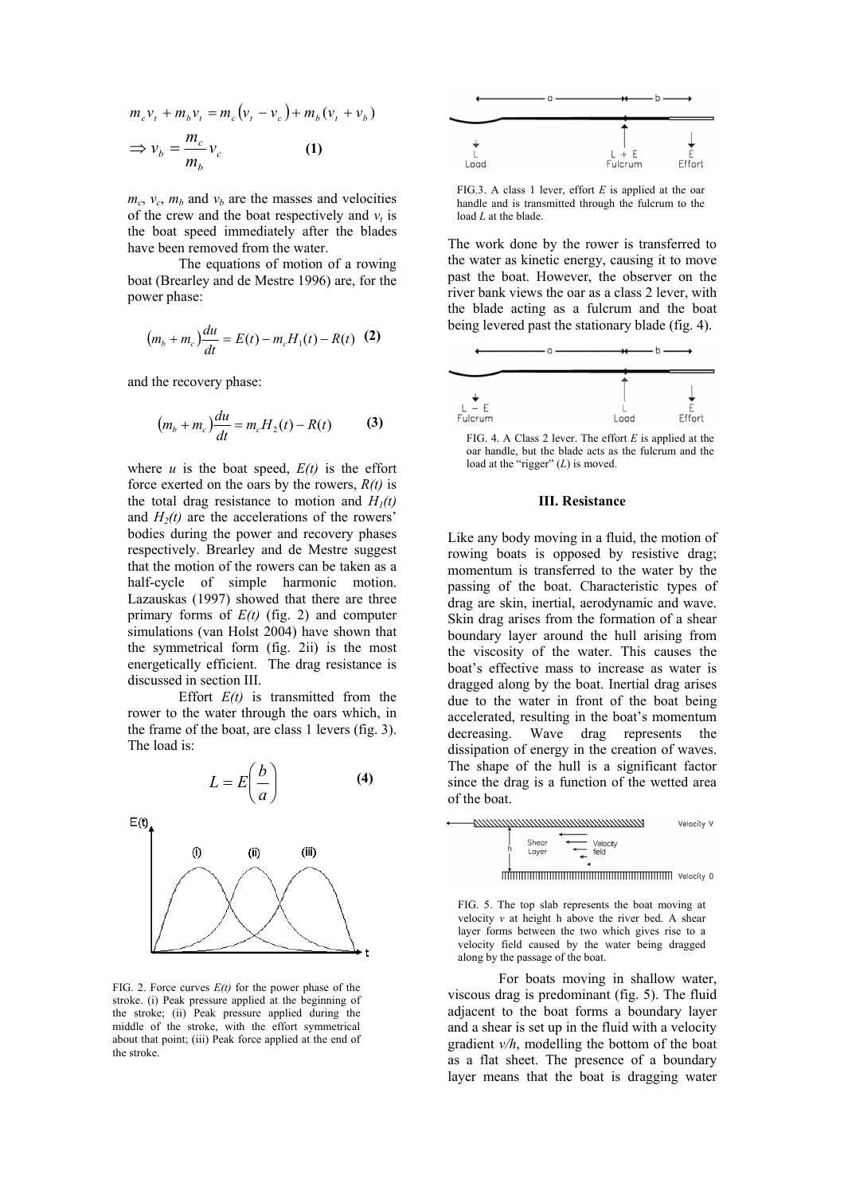$$m_c v_t + m_b v_t = m_c (v_t - v_c) + m_b (v_t + v_b)$$

$$\Rightarrow v_b = \frac{m_c}{m_b} v_c \qquad \textbf{(1)}$$

$m_c$, $v_c$, $m_b$ and $v_b$ are the masses and velocities of the crew and the boat respectively and $v_t$ is the boat speed immediately after the blades have been removed from the water.

The equations of motion of a rowing boat (Brearley and de Mestre 1996) are, for the power phase:

$$(m_b + m_c)\frac{du}{dt} = E(t) - m_c H_1(t) - R(t) \quad \textbf{(2)}$$

and the recovery phase:

$$(m_b + m_c)\frac{du}{dt} = m_c H_2(t) - R(t) \qquad \textbf{(3)}$$

where $u$ is the boat speed, $E(t)$ is the effort force exerted on the oars by the rowers, $R(t)$ is the total drag resistance to motion and $H_1(t)$ and $H_2(t)$ are the accelerations of the rowers' bodies during the power and recovery phases respectively. Brearley and de Mestre suggest that the motion of the rowers can be taken as a half-cycle of simple harmonic motion. Lazauskas (1997) showed that there are three primary forms of $E(t)$ (fig. 2) and computer simulations (van Holst 2004) have shown that the symmetrical form (fig. 2ii) is the most energetically efficient. The drag resistance is discussed in section III.

Effort $E(t)$ is transmitted from the rower to the water through the oars which, in the frame of the boat, are class 1 levers (fig. 3). The load is:

$$L = E\left(\frac{b}{a}\right) \qquad \textbf{(4)}$$

FIG. 2. Force curves $E(t)$ for the power phase of the stroke. (i) Peak pressure applied at the beginning of the stroke; (ii) Peak pressure applied during the middle of the stroke, with the effort symmetrical about that point; (iii) Peak force applied at the end of the stroke.

FIG.3. A class 1 lever, effort $E$ is applied at the oar handle and is transmitted through the fulcrum to the load $L$ at the blade.

The work done by the rower is transferred to the water as kinetic energy, causing it to move past the boat. However, the observer on the river bank views the oar as a class 2 lever, with the blade acting as a fulcrum and the boat being levered past the stationary blade (fig. 4).

FIG. 4. A Class 2 lever. The effort $E$ is applied at the oar handle, but the blade acts as the fulcrum and the load at the "rigger" ($L$) is moved.

## III. Resistance

Like any body moving in a fluid, the motion of rowing boats is opposed by resistive drag; momentum is transferred to the water by the passing of the boat. Characteristic types of drag are skin, inertial, aerodynamic and wave. Skin drag arises from the formation of a shear boundary layer around the hull arising from the viscosity of the water. This causes the boat's effective mass to increase as water is dragged along by the boat. Inertial drag arises due to the water in front of the boat being accelerated, resulting in the boat's momentum decreasing. Wave drag represents the dissipation of energy in the creation of waves. The shape of the hull is a significant factor since the drag is a function of the wetted area of the boat.

FIG. 5. The top slab represents the boat moving at velocity $v$ at height h above the river bed. A shear layer forms between the two which gives rise to a velocity field caused by the water being dragged along by the passage of the boat.

For boats moving in shallow water, viscous drag is predominant (fig. 5). The fluid adjacent to the boat forms a boundary layer and a shear is set up in the fluid with a velocity gradient $v/h$, modelling the bottom of the boat as a flat sheet. The presence of a boundary layer means that the boat is dragging water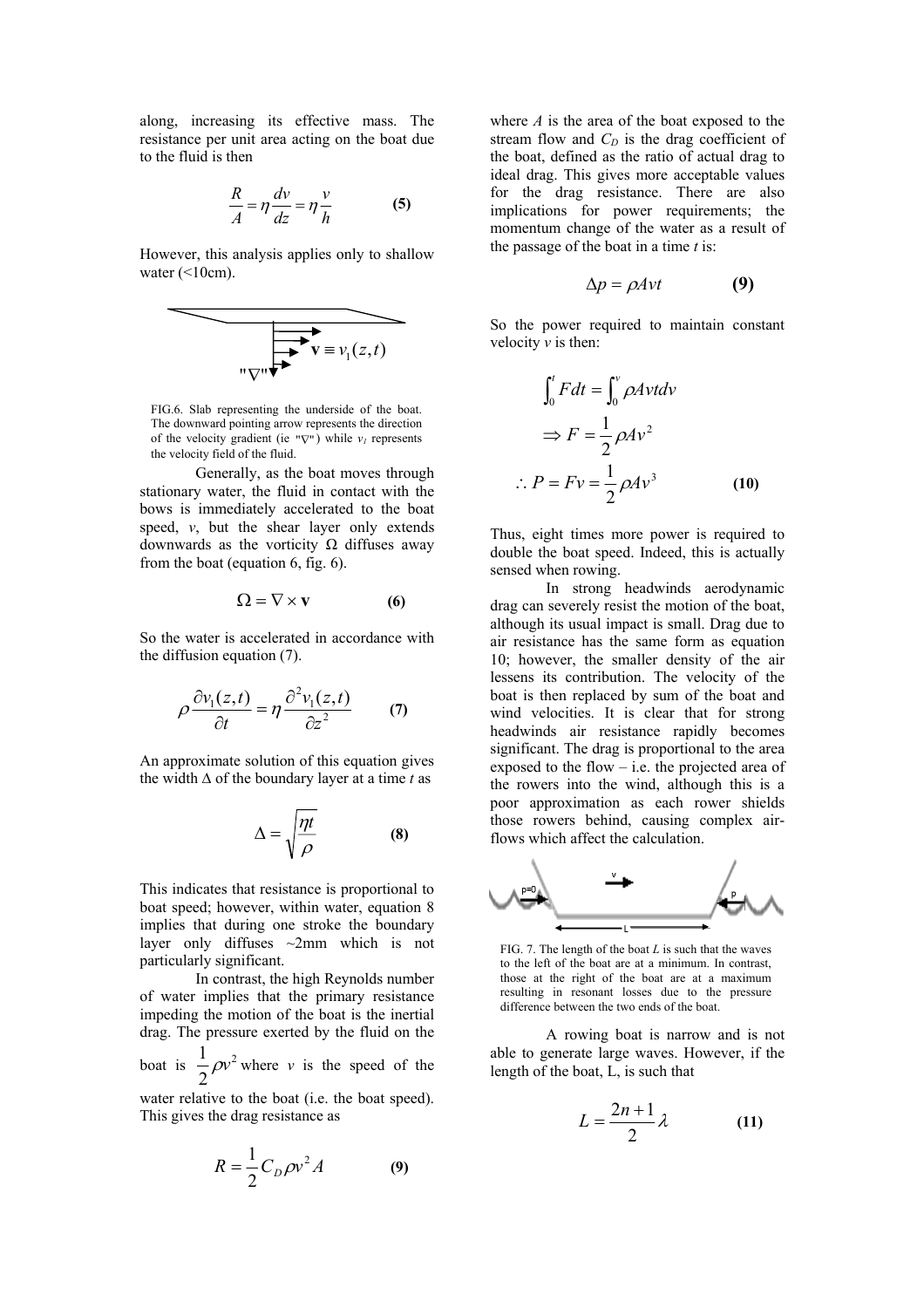along, increasing its effective mass. The resistance per unit area acting on the boat due to the fluid is then

$$\frac{R}{A} = \eta \frac{dv}{dz} = \eta \frac{v}{h} \qquad \textbf{(5)}$$

However, this analysis applies only to shallow water (<10cm).

FIG.6. Slab representing the underside of the boat. The downward pointing arrow represents the direction of the velocity gradient (ie "$\nabla$") while $v_1$ represents the velocity field of the fluid.

Generally, as the boat moves through stationary water, the fluid in contact with the bows is immediately accelerated to the boat speed, $v$, but the shear layer only extends downwards as the vorticity Ω diffuses away from the boat (equation 6, fig. 6).

$$\Omega = \nabla \times \mathbf{v} \qquad \textbf{(6)}$$

So the water is accelerated in accordance with the diffusion equation (7).

$$\rho \frac{\partial v_1(z,t)}{\partial t} = \eta \frac{\partial^2 v_1(z,t)}{\partial z^2} \qquad \textbf{(7)}$$

An approximate solution of this equation gives the width Δ of the boundary layer at a time $t$ as

$$\Delta = \sqrt{\frac{\eta t}{\rho}} \qquad \textbf{(8)}$$

This indicates that resistance is proportional to boat speed; however, within water, equation 8 implies that during one stroke the boundary layer only diffuses ~2mm which is not particularly significant.

In contrast, the high Reynolds number of water implies that the primary resistance impeding the motion of the boat is the inertial drag. The pressure exerted by the fluid on the boat is $\frac{1}{2}\rho v^2$ where $v$ is the speed of the water relative to the boat (i.e. the boat speed). This gives the drag resistance as

$$R = \frac{1}{2} C_D \rho v^2 A \qquad \textbf{(9)}$$

where $A$ is the area of the boat exposed to the stream flow and $C_D$ is the drag coefficient of the boat, defined as the ratio of actual drag to ideal drag. This gives more acceptable values for the drag resistance. There are also implications for power requirements; the momentum change of the water as a result of the passage of the boat in a time $t$ is:

$$\Delta p = \rho A v t \qquad \textbf{(9)}$$

So the power required to maintain constant velocity $v$ is then:

$$\int_0^t F dt = \int_0^v \rho A v t dv$$

$$\Rightarrow F = \frac{1}{2}\rho A v^2$$

$$\therefore P = Fv = \frac{1}{2}\rho A v^3 \qquad \textbf{(10)}$$

Thus, eight times more power is required to double the boat speed. Indeed, this is actually sensed when rowing.

In strong headwinds aerodynamic drag can severely resist the motion of the boat, although its usual impact is small. Drag due to air resistance has the same form as equation 10; however, the smaller density of the air lessens its contribution. The velocity of the boat is then replaced by sum of the boat and wind velocities. It is clear that for strong headwinds air resistance rapidly becomes significant. The drag is proportional to the area exposed to the flow – i.e. the projected area of the rowers into the wind, although this is a poor approximation as each rower shields those rowers behind, causing complex air-flows which affect the calculation.

FIG. 7. The length of the boat $L$ is such that the waves to the left of the boat are at a minimum. In contrast, those at the right of the boat are at a maximum resulting in resonant losses due to the pressure difference between the two ends of the boat.

A rowing boat is narrow and is not able to generate large waves. However, if the length of the boat, L, is such that

$$L = \frac{2n+1}{2}\lambda \qquad \textbf{(11)}$$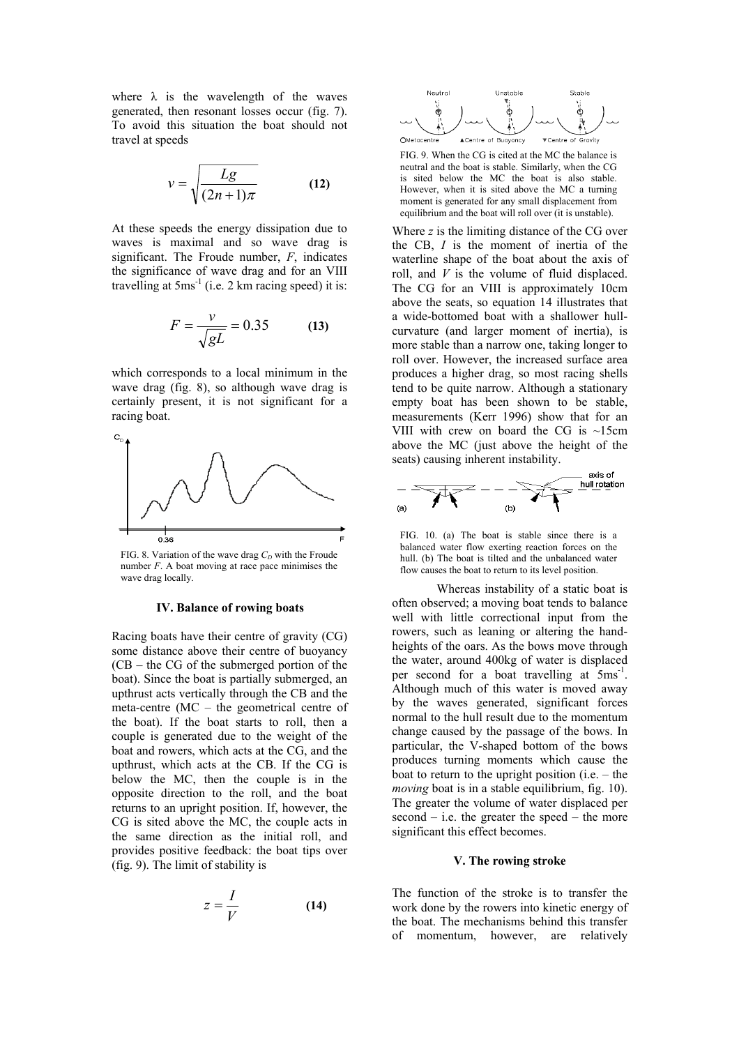where $\lambda$ is the wavelength of the waves generated, then resonant losses occur (fig. 7). To avoid this situation the boat should not travel at speeds

$$v = \sqrt{\frac{Lg}{(2n+1)\pi}} \qquad \textbf{(12)}$$

At these speeds the energy dissipation due to waves is maximal and so wave drag is significant. The Froude number, $F$, indicates the significance of wave drag and for an VIII travelling at $5\text{ms}^{-1}$ (i.e. 2 km racing speed) it is:

$$F = \frac{v}{\sqrt{gL}} = 0.35 \qquad \textbf{(13)}$$

which corresponds to a local minimum in the wave drag (fig. 8), so although wave drag is certainly present, it is not significant for a racing boat.

FIG. 8. Variation of the wave drag $C_D$ with the Froude number $F$. A boat moving at race pace minimises the wave drag locally.

### IV. Balance of rowing boats

Racing boats have their centre of gravity (CG) some distance above their centre of buoyancy (CB – the CG of the submerged portion of the boat). Since the boat is partially submerged, an upthrust acts vertically through the CB and the meta-centre (MC – the geometrical centre of the boat). If the boat starts to roll, then a couple is generated due to the weight of the boat and rowers, which acts at the CG, and the upthrust, which acts at the CB. If the CG is below the MC, then the couple is in the opposite direction to the roll, and the boat returns to an upright position. If, however, the CG is sited above the MC, the couple acts in the same direction as the initial roll, and provides positive feedback: the boat tips over (fig. 9). The limit of stability is

$$z = \frac{I}{V} \qquad \textbf{(14)}$$

FIG. 9. When the CG is cited at the MC the balance is neutral and the boat is stable. Similarly, when the CG is sited below the MC the boat is also stable. However, when it is sited above the MC a turning moment is generated for any small displacement from equilibrium and the boat will roll over (it is unstable).

Where $z$ is the limiting distance of the CG over the CB, $I$ is the moment of inertia of the waterline shape of the boat about the axis of roll, and $V$ is the volume of fluid displaced. The CG for an VIII is approximately 10cm above the seats, so equation 14 illustrates that a wide-bottomed boat with a shallower hull-curvature (and larger moment of inertia), is more stable than a narrow one, taking longer to roll over. However, the increased surface area produces a higher drag, so most racing shells tend to be quite narrow. Although a stationary empty boat has been shown to be stable, measurements (Kerr 1996) show that for an VIII with crew on board the CG is ~15cm above the MC (just above the height of the seats) causing inherent instability.

FIG. 10. (a) The boat is stable since there is a balanced water flow exerting reaction forces on the hull. (b) The boat is tilted and the unbalanced water flow causes the boat to return to its level position.

Whereas instability of a static boat is often observed; a moving boat tends to balance well with little correctional input from the rowers, such as leaning or altering the hand-heights of the oars. As the bows move through the water, around 400kg of water is displaced per second for a boat travelling at $5\text{ms}^{-1}$. Although much of this water is moved away by the waves generated, significant forces normal to the hull result due to the momentum change caused by the passage of the bows. In particular, the V-shaped bottom of the bows produces turning moments which cause the boat to return to the upright position (i.e. – the *moving* boat is in a stable equilibrium, fig. 10). The greater the volume of water displaced per second – i.e. the greater the speed – the more significant this effect becomes.

### V. The rowing stroke

The function of the stroke is to transfer the work done by the rowers into kinetic energy of the boat. The mechanisms behind this transfer of momentum, however, are relatively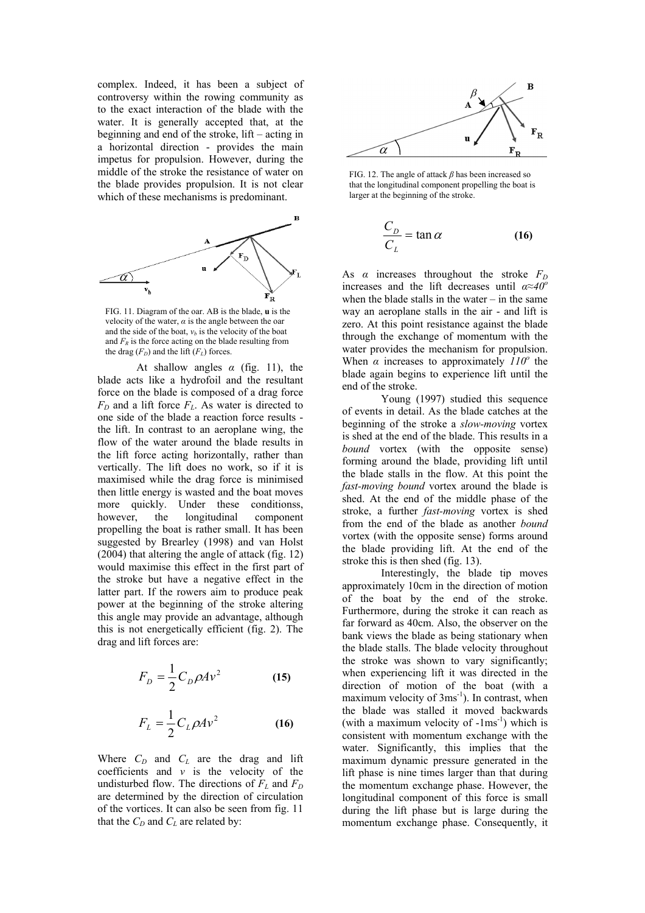complex. Indeed, it has been a subject of controversy within the rowing community as to the exact interaction of the blade with the water. It is generally accepted that, at the beginning and end of the stroke, lift – acting in a horizontal direction - provides the main impetus for propulsion. However, during the middle of the stroke the resistance of water on the blade provides propulsion. It is not clear which of these mechanisms is predominant.

FIG. 11. Diagram of the oar. AB is the blade, **u** is the velocity of the water, $\alpha$ is the angle between the oar and the side of the boat, $v_b$ is the velocity of the boat and $F_R$ is the force acting on the blade resulting from the drag ($F_D$) and the lift ($F_L$) forces.

At shallow angles $\alpha$ (fig. 11), the blade acts like a hydrofoil and the resultant force on the blade is composed of a drag force $F_D$ and a lift force $F_L$. As water is directed to one side of the blade a reaction force results - the lift. In contrast to an aeroplane wing, the flow of the water around the blade results in the lift force acting horizontally, rather than vertically. The lift does no work, so if it is maximised while the drag force is minimised then little energy is wasted and the boat moves more quickly. Under these conditionss, however, the longitudinal component propelling the boat is rather small. It has been suggested by Brearley (1998) and van Holst (2004) that altering the angle of attack (fig. 12) would maximise this effect in the first part of the stroke but have a negative effect in the latter part. If the rowers aim to produce peak power at the beginning of the stroke altering this angle may provide an advantage, although this is not energetically efficient (fig. 2). The drag and lift forces are:

$$F_D = \frac{1}{2} C_D \rho A v^2 \qquad \textbf{(15)}$$

$$F_L = \frac{1}{2} C_L \rho A v^2 \qquad \textbf{(16)}$$

Where $C_D$ and $C_L$ are the drag and lift coefficients and $v$ is the velocity of the undisturbed flow. The directions of $F_L$ and $F_D$ are determined by the direction of circulation of the vortices. It can also be seen from fig. 11 that the $C_D$ and $C_L$ are related by:

FIG. 12. The angle of attack $\beta$ has been increased so that the longitudinal component propelling the boat is larger at the beginning of the stroke.

$$\frac{C_D}{C_L} = \tan\alpha \qquad \textbf{(16)}$$

As $\alpha$ increases throughout the stroke $F_D$ increases and the lift decreases until $\alpha \approx 40^o$ when the blade stalls in the water – in the same way an aeroplane stalls in the air - and lift is zero. At this point resistance against the blade through the exchange of momentum with the water provides the mechanism for propulsion. When $\alpha$ increases to approximately $110^o$ the blade again begins to experience lift until the end of the stroke.

Young (1997) studied this sequence of events in detail. As the blade catches at the beginning of the stroke a *slow-moving* vortex is shed at the end of the blade. This results in a *bound* vortex (with the opposite sense) forming around the blade, providing lift until the blade stalls in the flow. At this point the *fast-moving bound* vortex around the blade is shed. At the end of the middle phase of the stroke, a further *fast-moving* vortex is shed from the end of the blade as another *bound* vortex (with the opposite sense) forms around the blade providing lift. At the end of the stroke this is then shed (fig. 13).

Interestingly, the blade tip moves approximately 10cm in the direction of motion of the boat by the end of the stroke. Furthermore, during the stroke it can reach as far forward as 40cm. Also, the observer on the bank views the blade as being stationary when the blade stalls. The blade velocity throughout the stroke was shown to vary significantly; when experiencing lift it was directed in the direction of motion of the boat (with a maximum velocity of 3ms$^{-1}$). In contrast, when the blade was stalled it moved backwards (with a maximum velocity of -1ms$^{-1}$) which is consistent with momentum exchange with the water. Significantly, this implies that the maximum dynamic pressure generated in the lift phase is nine times larger than that during the momentum exchange phase. However, the longitudinal component of this force is small during the lift phase but is large during the momentum exchange phase. Consequently, it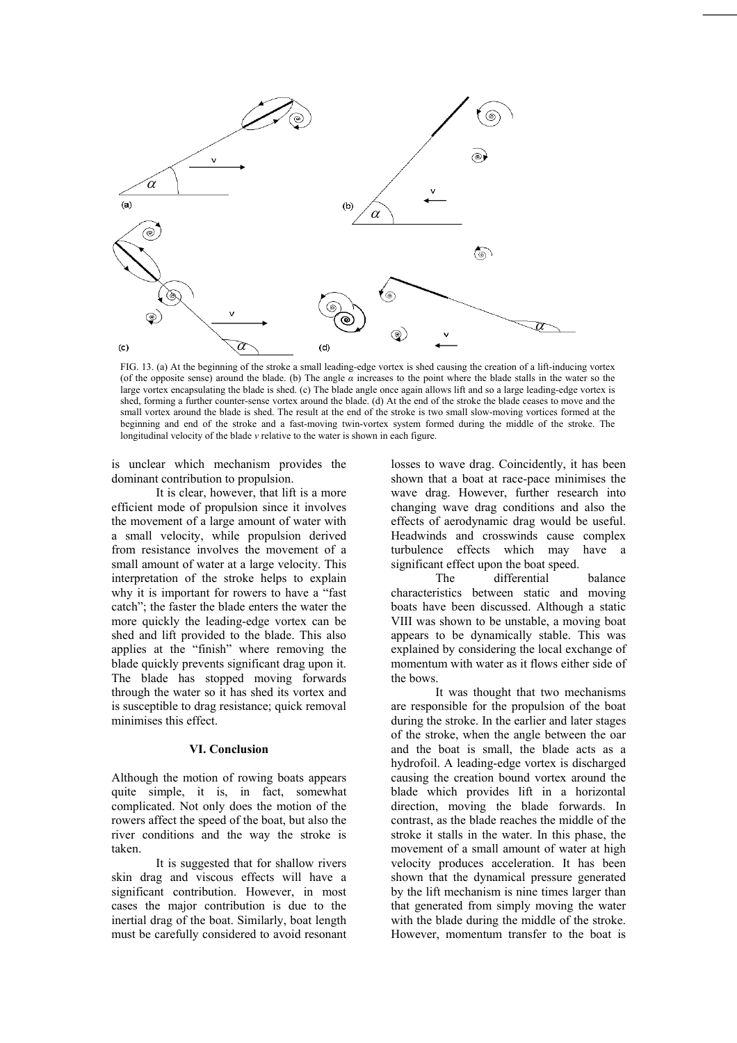FIG. 13. (a) At the beginning of the stroke a small leading-edge vortex is shed causing the creation of a lift-inducing vortex (of the opposite sense) around the blade. (b) The angle $\alpha$ increases to the point where the blade stalls in the water so the large vortex encapsulating the blade is shed. (c) The blade angle once again allows lift and so a large leading-edge vortex is shed, forming a further counter-sense vortex around the blade. (d) At the end of the stroke the blade ceases to move and the small vortex around the blade is shed. The result at the end of the stroke is two small slow-moving vortices formed at the beginning and end of the stroke and a fast-moving twin-vortex system formed during the middle of the stroke. The longitudinal velocity of the blade $v$ relative to the water is shown in each figure.

is unclear which mechanism provides the dominant contribution to propulsion.

It is clear, however, that lift is a more efficient mode of propulsion since it involves the movement of a large amount of water with a small velocity, while propulsion derived from resistance involves the movement of a small amount of water at a large velocity. This interpretation of the stroke helps to explain why it is important for rowers to have a "fast catch"; the faster the blade enters the water the more quickly the leading-edge vortex can be shed and lift provided to the blade. This also applies at the "finish" where removing the blade quickly prevents significant drag upon it. The blade has stopped moving forwards through the water so it has shed its vortex and is susceptible to drag resistance; quick removal minimises this effect.

## VI. Conclusion

Although the motion of rowing boats appears quite simple, it is, in fact, somewhat complicated. Not only does the motion of the rowers affect the speed of the boat, but also the river conditions and the way the stroke is taken.

It is suggested that for shallow rivers skin drag and viscous effects will have a significant contribution. However, in most cases the major contribution is due to the inertial drag of the boat. Similarly, boat length must be carefully considered to avoid resonant losses to wave drag. Coincidently, it has been shown that a boat at race-pace minimises the wave drag. However, further research into changing wave drag conditions and also the effects of aerodynamic drag would be useful. Headwinds and crosswinds cause complex turbulence effects which may have a significant effect upon the boat speed.

The differential balance characteristics between static and moving boats have been discussed. Although a static VIII was shown to be unstable, a moving boat appears to be dynamically stable. This was explained by considering the local exchange of momentum with water as it flows either side of the bows.

It was thought that two mechanisms are responsible for the propulsion of the boat during the stroke. In the earlier and later stages of the stroke, when the angle between the oar and the boat is small, the blade acts as a hydrofoil. A leading-edge vortex is discharged causing the creation bound vortex around the blade which provides lift in a horizontal direction, moving the blade forwards. In contrast, as the blade reaches the middle of the stroke it stalls in the water. In this phase, the movement of a small amount of water at high velocity produces acceleration. It has been shown that the dynamical pressure generated by the lift mechanism is nine times larger than that generated from simply moving the water with the blade during the middle of the stroke. However, momentum transfer to the boat is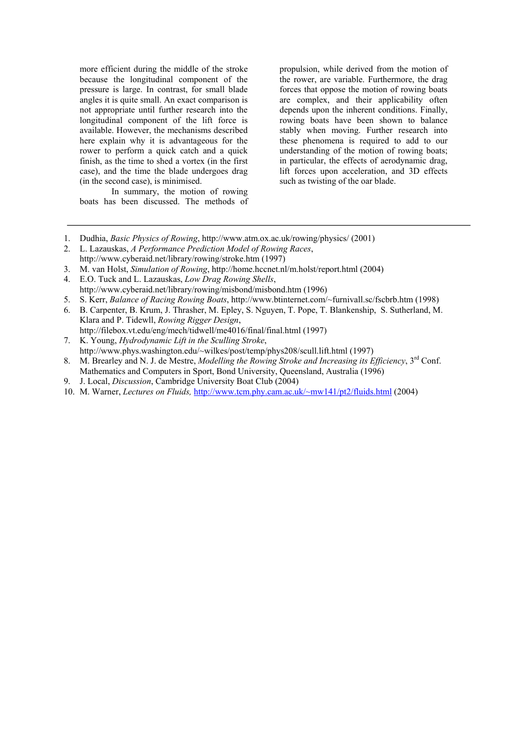more efficient during the middle of the stroke because the longitudinal component of the pressure is large. In contrast, for small blade angles it is quite small. An exact comparison is not appropriate until further research into the longitudinal component of the lift force is available. However, the mechanisms described here explain why it is advantageous for the rower to perform a quick catch and a quick finish, as the time to shed a vortex (in the first case), and the time the blade undergoes drag (in the second case), is minimised.

In summary, the motion of rowing boats has been discussed. The methods of propulsion, while derived from the motion of the rower, are variable. Furthermore, the drag forces that oppose the motion of rowing boats are complex, and their applicability often depends upon the inherent conditions. Finally, rowing boats have been shown to balance stably when moving. Further research into these phenomena is required to add to our understanding of the motion of rowing boats; in particular, the effects of aerodynamic drag, lift forces upon acceleration, and 3D effects such as twisting of the oar blade.

---

1. Dudhia, *Basic Physics of Rowing*, http://www.atm.ox.ac.uk/rowing/physics/ (2001)
2. L. Lazauskas, *A Performance Prediction Model of Rowing Races*, http://www.cyberaid.net/library/rowing/stroke.htm (1997)
3. M. van Holst, *Simulation of Rowing*, http://home.hccnet.nl/m.holst/report.html (2004)
4. E.O. Tuck and L. Lazauskas, *Low Drag Rowing Shells*, http://www.cyberaid.net/library/rowing/misbond/misbond.htm (1996)
5. S. Kerr, *Balance of Racing Rowing Boats*, http://www.btinternet.com/~furnivall.sc/fscbrb.htm (1998)
6. B. Carpenter, B. Krum, J. Thrasher, M. Epley, S. Nguyen, T. Pope, T. Blankenship, S. Sutherland, M. Klara and P. Tidewll, *Rowing Rigger Design*, http://filebox.vt.edu/eng/mech/tidwell/me4016/final/final.html (1997)
7. K. Young, *Hydrodynamic Lift in the Sculling Stroke*, http://www.phys.washington.edu/~wilkes/post/temp/phys208/scull.lift.html (1997)
8. M. Brearley and N. J. de Mestre, *Modelling the Rowing Stroke and Increasing its Efficiency*, 3rd Conf. Mathematics and Computers in Sport, Bond University, Queensland, Australia (1996)
9. J. Local, *Discussion*, Cambridge University Boat Club (2004)
10. M. Warner, *Lectures on Fluids,* http://www.tcm.phy.cam.ac.uk/~mw141/pt2/fluids.html (2004)